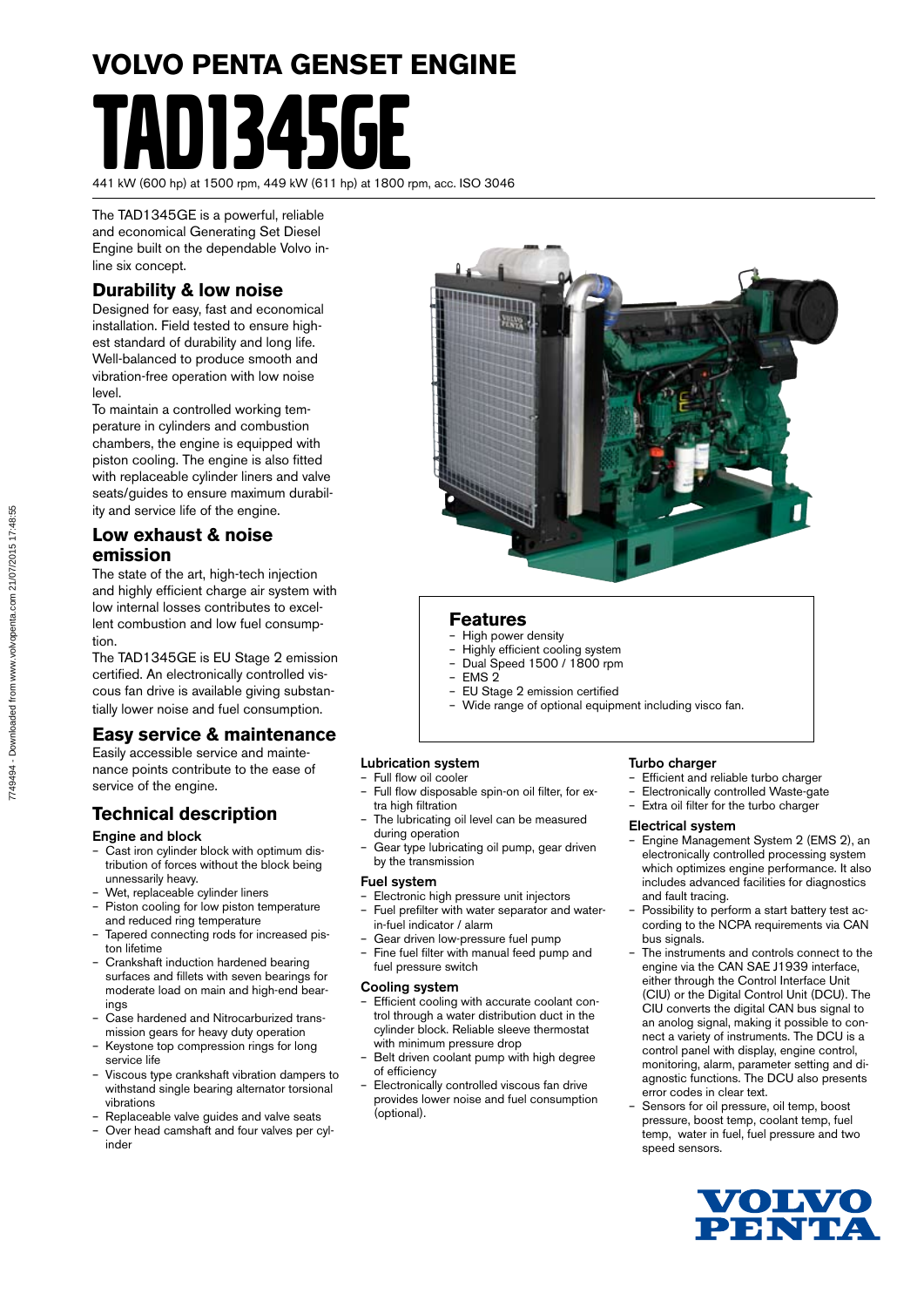# VOLVO PENTA GENSET ENGINE

# TAD1345GE

441 kW (600 hp) at 1500 rpm, 449 kW (611 hp) at 1800 rpm, acc. ISO 3046

The TAD1345GE is a powerful, reliable and economical Generating Set Diesel Engine built on the dependable Volvo in-line six concept.

## Durability & low noise

Designed for easy, fast and economical installation. Field tested to ensure highest standard of durability and long life. Well-balanced to produce smooth and vibration-free operation with low noise level.

To maintain a controlled working temperature in cylinders and combustion chambers, the engine is equipped with piston cooling. The engine is also fitted with replaceable cylinder liners and valve seats/guides to ensure maximum durability and service life of the engine.

## Low exhaust & noise emission

The state of the art, high-tech injection and highly efficient charge air system with low internal losses contributes to excellent combustion and low fuel consumption.

The TAD1345GE is EU Stage 2 emission certified. An electronically controlled viscous fan drive is available giving substantially lower noise and fuel consumption.

## Easy service & maintenance

Easily accessible service and maintenance points contribute to the ease of service of the engine.

## Features

- High power density
- Highly efficient cooling system
- Dual Speed 1500 / 1800 rpm
- EMS 2
- EU Stage 2 emission certified
- Wide range of optional equipment including visco fan.

## Technical description

### Engine and block

- Cast iron cylinder block with optimum distribution of forces without the block being unnessarily heavy.
- Wet, replaceable cylinder liners
- Piston cooling for low piston temperature and reduced ring temperature
- Tapered connecting rods for increased piston lifetime
- Crankshaft induction hardened bearing surfaces and fillets with seven bearings for moderate load on main and high-end bearings
- Case hardened and Nitrocarburized transmission gears for heavy duty operation
- Keystone top compression rings for long service life
- Viscous type crankshaft vibration dampers to withstand single bearing alternator torsional vibrations
- Replaceable valve guides and valve seats
- Over head camshaft and four valves per cylinder

### Lubrication system

- Full flow oil cooler
- Full flow disposable spin-on oil filter, for extra high filtration
- The lubricating oil level can be measured during operation
- Gear type lubricating oil pump, gear driven by the transmission

### Fuel system

- Electronic high pressure unit injectors
- Fuel prefilter with water separator and water-in-fuel indicator / alarm
- Gear driven low-pressure fuel pump
- Fine fuel filter with manual feed pump and fuel pressure switch

### Cooling system

- Efficient cooling with accurate coolant control through a water distribution duct in the cylinder block. Reliable sleeve thermostat with minimum pressure drop
- Belt driven coolant pump with high degree of efficiency
- Electronically controlled viscous fan drive provides lower noise and fuel consumption (optional).

### Turbo charger

- Efficient and reliable turbo charger
- Electronically controlled Waste-gate
- Extra oil filter for the turbo charger

### Electrical system

- Engine Management System 2 (EMS 2), an electronically controlled processing system which optimizes engine performance. It also includes advanced facilities for diagnostics and fault tracing.
- Possibility to perform a start battery test according to the NCPA requirements via CAN bus signals.
- The instruments and controls connect to the engine via the CAN SAE J1939 interface, either through the Control Interface Unit (CIU) or the Digital Control Unit (DCU). The CIU converts the digital CAN bus signal to an anolog signal, making it possible to connect a variety of instruments. The DCU is a control panel with display, engine control, monitoring, alarm, parameter setting and diagnostic functions. The DCU also presents error codes in clear text.
- Sensors for oil pressure, oil temp, boost pressure, boost temp, coolant temp, fuel temp, water in fuel, fuel pressure and two speed sensors.

VOLVO PENTA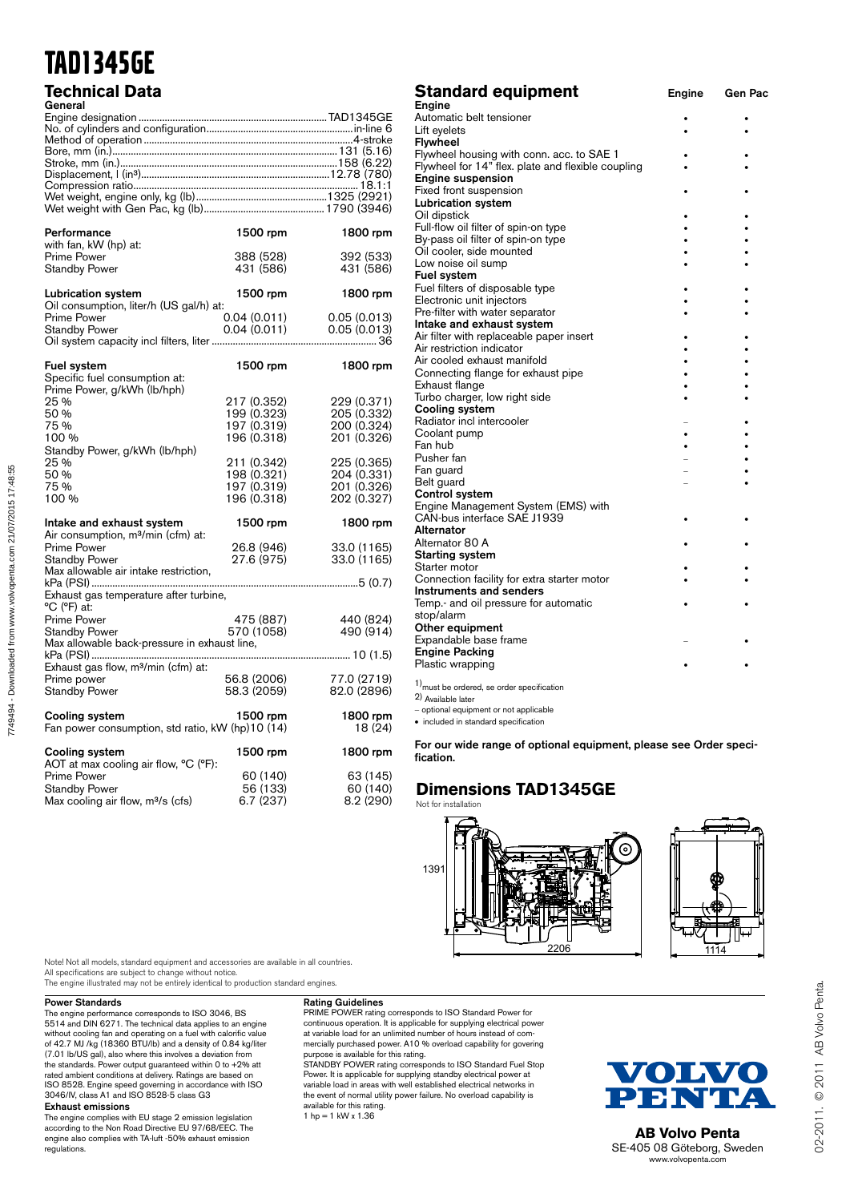# TAD1345GE

## Technical Data

### General

| | |
|---|---|
| Engine designation | TAD1345GE |
| No. of cylinders and configuration | in-line 6 |
| Method of operation | 4-stroke |
| Bore, mm (in.) | 131 (5.16) |
| Stroke, mm (in.) | 158 (6.22) |
| Displacement, l (in³) | 12.78 (780) |
| Compression ratio | 18.1:1 |
| Wet weight, engine only, kg (lb) | 1325 (2921) |
| Wet weight with Gen Pac, kg (lb) | 1790 (3946) |

| **Performance** | **1500 rpm** | **1800 rpm** |
|---|---|---|
| with fan, kW (hp) at: | | |
| Prime Power | 388 (528) | 392 (533) |
| Standby Power | 431 (586) | 431 (586) |

| **Lubrication system** | **1500 rpm** | **1800 rpm** |
|---|---|---|
| Oil consumption, liter/h (US gal/h) at: | | |
| Prime Power | 0.04 (0.011) | 0.05 (0.013) |
| Standby Power | 0.04 (0.011) | 0.05 (0.013) |
| Oil system capacity incl filters, liter | | 36 |

| **Fuel system** | **1500 rpm** | **1800 rpm** |
|---|---|---|
| Specific fuel consumption at: | | |
| Prime Power, g/kWh (lb/hph) | | |
| 25 % | 217 (0.352) | 229 (0.371) |
| 50 % | 199 (0.323) | 205 (0.332) |
| 75 % | 197 (0.319) | 200 (0.324) |
| 100 % | 196 (0.318) | 201 (0.326) |
| Standby Power, g/kWh (lb/hph) | | |
| 25 % | 211 (0.342) | 225 (0.365) |
| 50 % | 198 (0.321) | 204 (0.331) |
| 75 % | 197 (0.319) | 201 (0.326) |
| 100 % | 196 (0.318) | 202 (0.327) |

| **Intake and exhaust system** | **1500 rpm** | **1800 rpm** |
|---|---|---|
| Air consumption, m³/min (cfm) at: | | |
| Prime Power | 26.8 (946) | 33.0 (1165) |
| Standby Power | 27.6 (975) | 33.0 (1165) |
| Max allowable air intake restriction, kPa (PSI) | | 5 (0.7) |
| Exhaust gas temperature after turbine, °C (°F) at: | | |
| Prime Power | 475 (887) | 440 (824) |
| Standby Power | 570 (1058) | 490 (914) |
| Max allowable back-pressure in exhaust line, kPa (PSI) | | 10 (1.5) |
| Exhaust gas flow, m³/min (cfm) at: | | |
| Prime power | 56.8 (2006) | 77.0 (2719) |
| Standby Power | 58.3 (2059) | 82.0 (2896) |

| **Cooling system** | **1500 rpm** | **1800 rpm** |
|---|---|---|
| Fan power consumption, std ratio, kW (hp) | 10 (14) | 18 (24) |

| **Cooling system** | **1500 rpm** | **1800 rpm** |
|---|---|---|
| AOT at max cooling air flow, °C (°F): | | |
| Prime Power | 60 (140) | 63 (145) |
| Standby Power | 56 (133) | 60 (140) |
| Max cooling air flow, m³/s (cfs) | 6.7 (237) | 8.2 (290) |

## Standard equipment

| | Engine | Gen Pac |
|---|---|---|
| **Engine** | | |
| Automatic belt tensioner | • | • |
| Lift eyelets | • | • |
| **Flywheel** | | |
| Flywheel housing with conn. acc. to SAE 1 | • | • |
| Flywheel for 14" flex. plate and flexible coupling | • | • |
| **Engine suspension** | | |
| Fixed front suspension | • | • |
| **Lubrication system** | | |
| Oil dipstick | • | • |
| Full-flow oil filter of spin-on type | • | • |
| By-pass oil filter of spin-on type | • | • |
| Oil cooler, side mounted | • | • |
| Low noise oil sump | • | • |
| **Fuel system** | | |
| Fuel filters of disposable type | • | • |
| Electronic unit injectors | • | • |
| Pre-filter with water separator | • | • |
| **Intake and exhaust system** | | |
| Air filter with replaceable paper insert | • | • |
| Air restriction indicator | • | • |
| Air cooled exhaust manifold | • | • |
| Connecting flange for exhaust pipe | • | • |
| Exhaust flange | • | • |
| Turbo charger, low right side | • | • |
| **Cooling system** | | |
| Radiator incl intercooler | – | • |
| Coolant pump | • | • |
| Fan hub | • | • |
| Pusher fan | – | • |
| Fan guard | – | • |
| Belt guard | – | • |
| **Control system** | | |
| Engine Management System (EMS) with CAN-bus interface SAE J1939 | • | • |
| **Alternator** | | |
| Alternator 80 A | • | • |
| **Starting system** | | |
| Starter motor | • | • |
| Connection facility for extra starter motor | • | • |
| **Instruments and senders** | | |
| Temp.- and oil pressure for automatic stop/alarm | • | • |
| **Other equipment** | | |
| Expandable base frame | – | • |
| **Engine Packing** | | |
| Plastic wrapping | • | • |

[1] must be ordered, se order specification
[2] Available later
– optional equipment or not applicable
• included in standard specification

**For our wide range of optional equipment, please see Order specification.**

## Dimensions TAD1345GE

Not for installation

1391

2206

1114

Note! Not all models, standard equipment and accessories are available in all countries.
All specifications are subject to change without notice.
The engine illustrated may not be entirely identical to production standard engines.

**Power Standards**
The engine performance corresponds to ISO 3046, BS 5514 and DIN 6271. The technical data applies to an engine without cooling fan and operating on a fuel with calorific value of 42.7 MJ /kg (18360 BTU/lb) and a density of 0.84 kg/liter (7.01 lb/US gal), also where this involves a deviation from the standards. Power output guaranteed within 0 to +2% att rated ambient conditions at delivery. Ratings are based on ISO 8528. Engine speed governing in accordance with ISO 3046/IV, class A1 and ISO 8528-5 class G3

**Exhaust emissions**
The engine complies with EU stage 2 emission legislation according to the Non Road Directive EU 97/68/EEC. The engine also complies with TA-luft -50% exhaust emission regulations.

**Rating Guidelines**
PRIME POWER rating corresponds to ISO Standard Power for continuous operation. It is applicable for supplying electrical power at variable load for an unlimited number of hours instead of commercially purchased power. A10 % overload capability for govering purpose is available for this rating.
STANDBY POWER rating corresponds to ISO Standard Fuel Stop Power. It is applicable for supplying standby electrical power at variable load in areas with well established electrical networks in the event of normal utility power failure. No overload capability is available for this rating.
1 hp = 1 kW x 1.36

VOLVO PENTA

**AB Volvo Penta**
SE-405 08 Göteborg, Sweden
www.volvopenta.com

02-2011. © 2011 AB Volvo Penta.